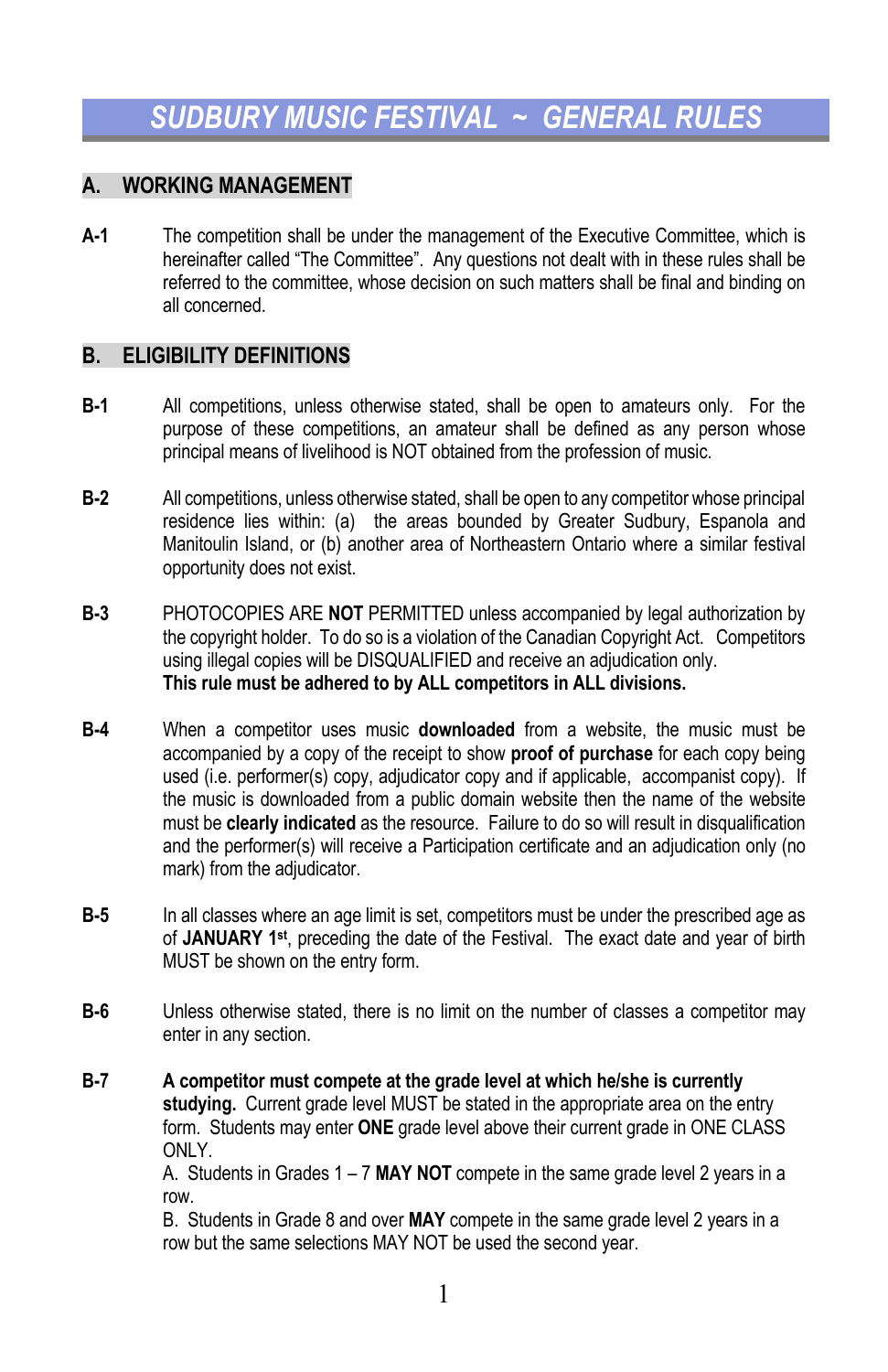# SUDBURY MUSIC FESTIVAL ~ GENERAL RULES

## A. WORKING MANAGEMENT

**A-1** The competition shall be under the management of the Executive Committee, which is hereinafter called "The Committee". Any questions not dealt with in these rules shall be referred to the committee, whose decision on such matters shall be final and binding on all concerned.

## B. ELIGIBILITY DEFINITIONS

**B-1** All competitions, unless otherwise stated, shall be open to amateurs only. For the purpose of these competitions, an amateur shall be defined as any person whose principal means of livelihood is NOT obtained from the profession of music.

**B-2** All competitions, unless otherwise stated, shall be open to any competitor whose principal residence lies within: (a) the areas bounded by Greater Sudbury, Espanola and Manitoulin Island, or (b) another area of Northeastern Ontario where a similar festival opportunity does not exist.

**B-3** PHOTOCOPIES ARE **NOT** PERMITTED unless accompanied by legal authorization by the copyright holder. To do so is a violation of the Canadian Copyright Act. Competitors using illegal copies will be DISQUALIFIED and receive an adjudication only.
**This rule must be adhered to by ALL competitors in ALL divisions.**

**B-4** When a competitor uses music **downloaded** from a website, the music must be accompanied by a copy of the receipt to show **proof of purchase** for each copy being used (i.e. performer(s) copy, adjudicator copy and if applicable, accompanist copy). If the music is downloaded from a public domain website then the name of the website must be **clearly indicated** as the resource. Failure to do so will result in disqualification and the performer(s) will receive a Participation certificate and an adjudication only (no mark) from the adjudicator.

**B-5** In all classes where an age limit is set, competitors must be under the prescribed age as of **JANUARY 1st**, preceding the date of the Festival. The exact date and year of birth MUST be shown on the entry form.

**B-6** Unless otherwise stated, there is no limit on the number of classes a competitor may enter in any section.

**B-7** **A competitor must compete at the grade level at which he/she is currently studying.** Current grade level MUST be stated in the appropriate area on the entry form. Students may enter **ONE** grade level above their current grade in ONE CLASS ONLY.
A. Students in Grades 1 – 7 **MAY NOT** compete in the same grade level 2 years in a row.
B. Students in Grade 8 and over **MAY** compete in the same grade level 2 years in a row but the same selections MAY NOT be used the second year.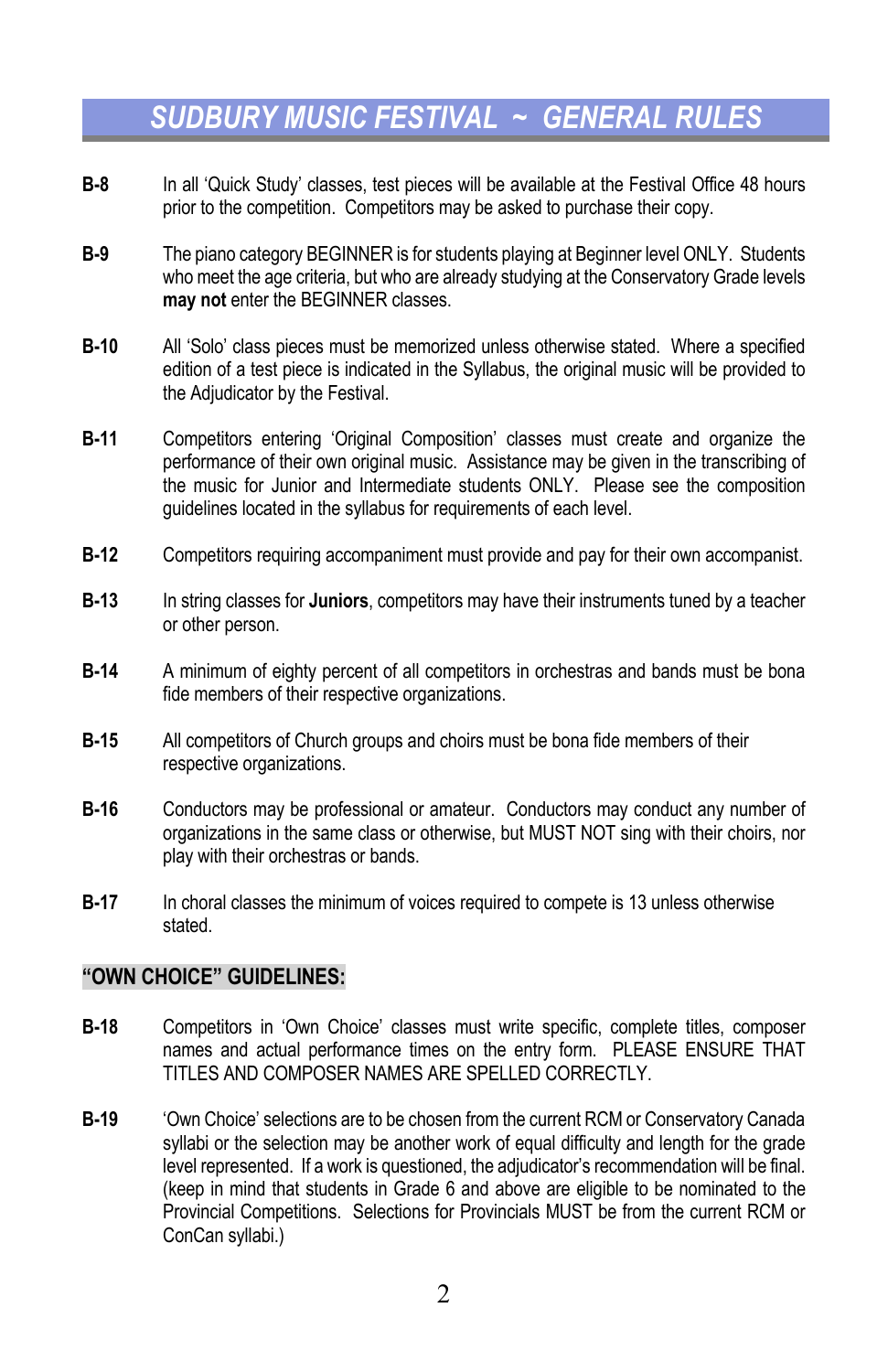# SUDBURY MUSIC FESTIVAL ~ GENERAL RULES

**B-8** In all 'Quick Study' classes, test pieces will be available at the Festival Office 48 hours prior to the competition. Competitors may be asked to purchase their copy.

**B-9** The piano category BEGINNER is for students playing at Beginner level ONLY. Students who meet the age criteria, but who are already studying at the Conservatory Grade levels **may not** enter the BEGINNER classes.

**B-10** All 'Solo' class pieces must be memorized unless otherwise stated. Where a specified edition of a test piece is indicated in the Syllabus, the original music will be provided to the Adjudicator by the Festival.

**B-11** Competitors entering 'Original Composition' classes must create and organize the performance of their own original music. Assistance may be given in the transcribing of the music for Junior and Intermediate students ONLY. Please see the composition guidelines located in the syllabus for requirements of each level.

**B-12** Competitors requiring accompaniment must provide and pay for their own accompanist.

**B-13** In string classes for **Juniors**, competitors may have their instruments tuned by a teacher or other person.

**B-14** A minimum of eighty percent of all competitors in orchestras and bands must be bona fide members of their respective organizations.

**B-15** All competitors of Church groups and choirs must be bona fide members of their respective organizations.

**B-16** Conductors may be professional or amateur. Conductors may conduct any number of organizations in the same class or otherwise, but MUST NOT sing with their choirs, nor play with their orchestras or bands.

**B-17** In choral classes the minimum of voices required to compete is 13 unless otherwise stated.

## "OWN CHOICE" GUIDELINES:

**B-18** Competitors in 'Own Choice' classes must write specific, complete titles, composer names and actual performance times on the entry form. PLEASE ENSURE THAT TITLES AND COMPOSER NAMES ARE SPELLED CORRECTLY.

**B-19** 'Own Choice' selections are to be chosen from the current RCM or Conservatory Canada syllabi or the selection may be another work of equal difficulty and length for the grade level represented. If a work is questioned, the adjudicator's recommendation will be final. (keep in mind that students in Grade 6 and above are eligible to be nominated to the Provincial Competitions. Selections for Provincials MUST be from the current RCM or ConCan syllabi.)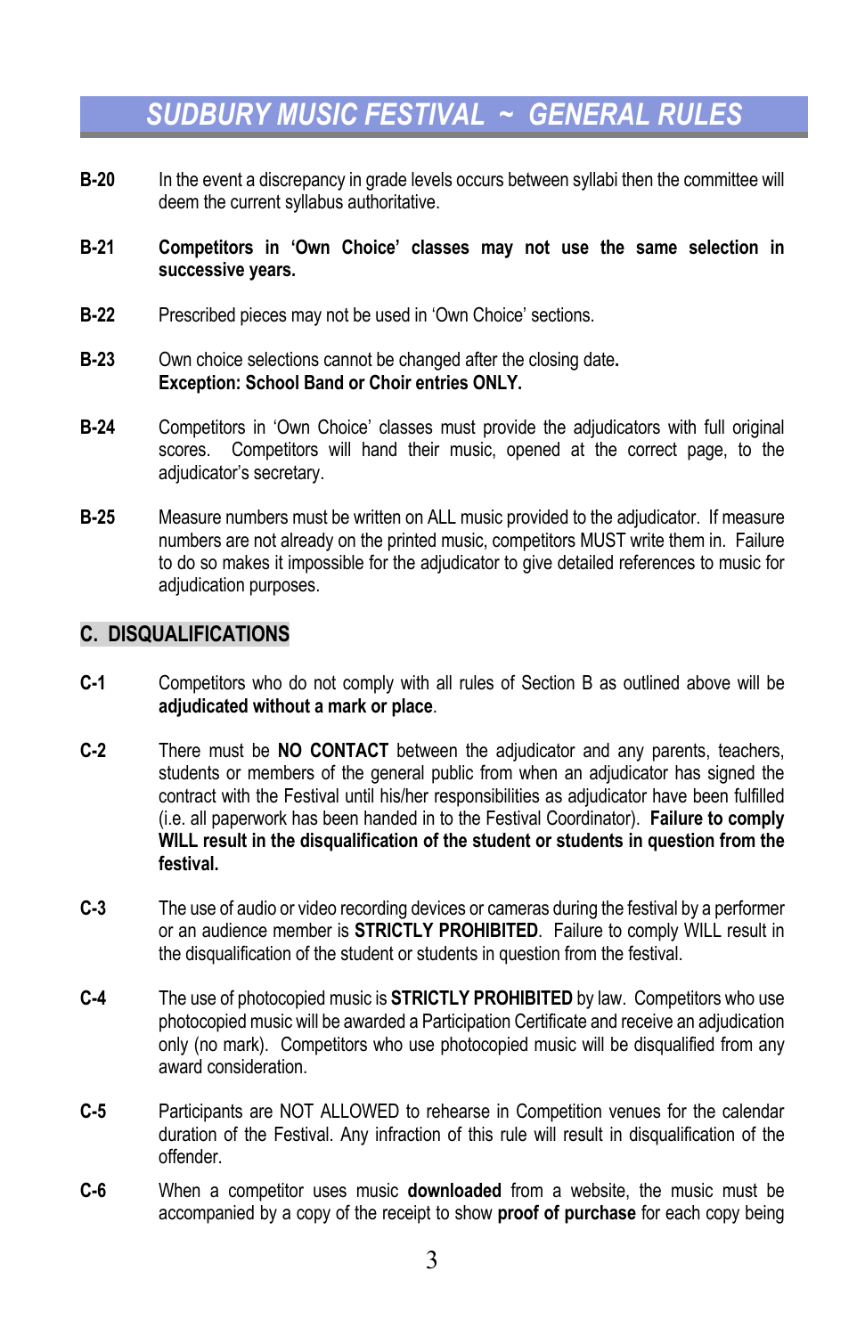# SUDBURY MUSIC FESTIVAL ~ GENERAL RULES

**B-20** In the event a discrepancy in grade levels occurs between syllabi then the committee will deem the current syllabus authoritative.

**B-21** **Competitors in 'Own Choice' classes may not use the same selection in successive years.**

**B-22** Prescribed pieces may not be used in 'Own Choice' sections.

**B-23** Own choice selections cannot be changed after the closing date**.**
**Exception: School Band or Choir entries ONLY.**

**B-24** Competitors in 'Own Choice' classes must provide the adjudicators with full original scores. Competitors will hand their music, opened at the correct page, to the adjudicator's secretary.

**B-25** Measure numbers must be written on ALL music provided to the adjudicator. If measure numbers are not already on the printed music, competitors MUST write them in. Failure to do so makes it impossible for the adjudicator to give detailed references to music for adjudication purposes.

## C. DISQUALIFICATIONS

**C-1** Competitors who do not comply with all rules of Section B as outlined above will be **adjudicated without a mark or place**.

**C-2** There must be **NO CONTACT** between the adjudicator and any parents, teachers, students or members of the general public from when an adjudicator has signed the contract with the Festival until his/her responsibilities as adjudicator have been fulfilled (i.e. all paperwork has been handed in to the Festival Coordinator). **Failure to comply WILL result in the disqualification of the student or students in question from the festival.**

**C-3** The use of audio or video recording devices or cameras during the festival by a performer or an audience member is **STRICTLY PROHIBITED**. Failure to comply WILL result in the disqualification of the student or students in question from the festival.

**C-4** The use of photocopied music is **STRICTLY PROHIBITED** by law. Competitors who use photocopied music will be awarded a Participation Certificate and receive an adjudication only (no mark). Competitors who use photocopied music will be disqualified from any award consideration.

**C-5** Participants are NOT ALLOWED to rehearse in Competition venues for the calendar duration of the Festival. Any infraction of this rule will result in disqualification of the offender.

**C-6** When a competitor uses music **downloaded** from a website, the music must be accompanied by a copy of the receipt to show **proof of purchase** for each copy being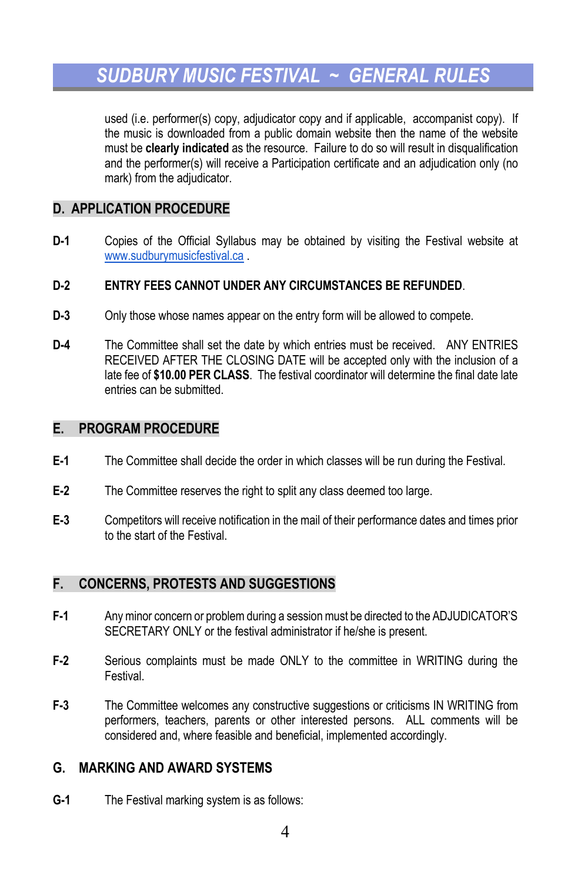used (i.e. performer(s) copy, adjudicator copy and if applicable, accompanist copy). If the music is downloaded from a public domain website then the name of the website must be **clearly indicated** as the resource. Failure to do so will result in disqualification and the performer(s) will receive a Participation certificate and an adjudication only (no mark) from the adjudicator.

## D. APPLICATION PROCEDURE

**D-1** Copies of the Official Syllabus may be obtained by visiting the Festival website at www.sudburymusicfestival.ca .

**D-2** **ENTRY FEES CANNOT UNDER ANY CIRCUMSTANCES BE REFUNDED**.

**D-3** Only those whose names appear on the entry form will be allowed to compete.

**D-4** The Committee shall set the date by which entries must be received. ANY ENTRIES RECEIVED AFTER THE CLOSING DATE will be accepted only with the inclusion of a late fee of **$10.00 PER CLASS**. The festival coordinator will determine the final date late entries can be submitted.

## E. PROGRAM PROCEDURE

**E-1** The Committee shall decide the order in which classes will be run during the Festival.

**E-2** The Committee reserves the right to split any class deemed too large.

**E-3** Competitors will receive notification in the mail of their performance dates and times prior to the start of the Festival.

## F. CONCERNS, PROTESTS AND SUGGESTIONS

**F-1** Any minor concern or problem during a session must be directed to the ADJUDICATOR'S SECRETARY ONLY or the festival administrator if he/she is present.

**F-2** Serious complaints must be made ONLY to the committee in WRITING during the Festival.

**F-3** The Committee welcomes any constructive suggestions or criticisms IN WRITING from performers, teachers, parents or other interested persons. ALL comments will be considered and, where feasible and beneficial, implemented accordingly.

## G. MARKING AND AWARD SYSTEMS

**G-1** The Festival marking system is as follows: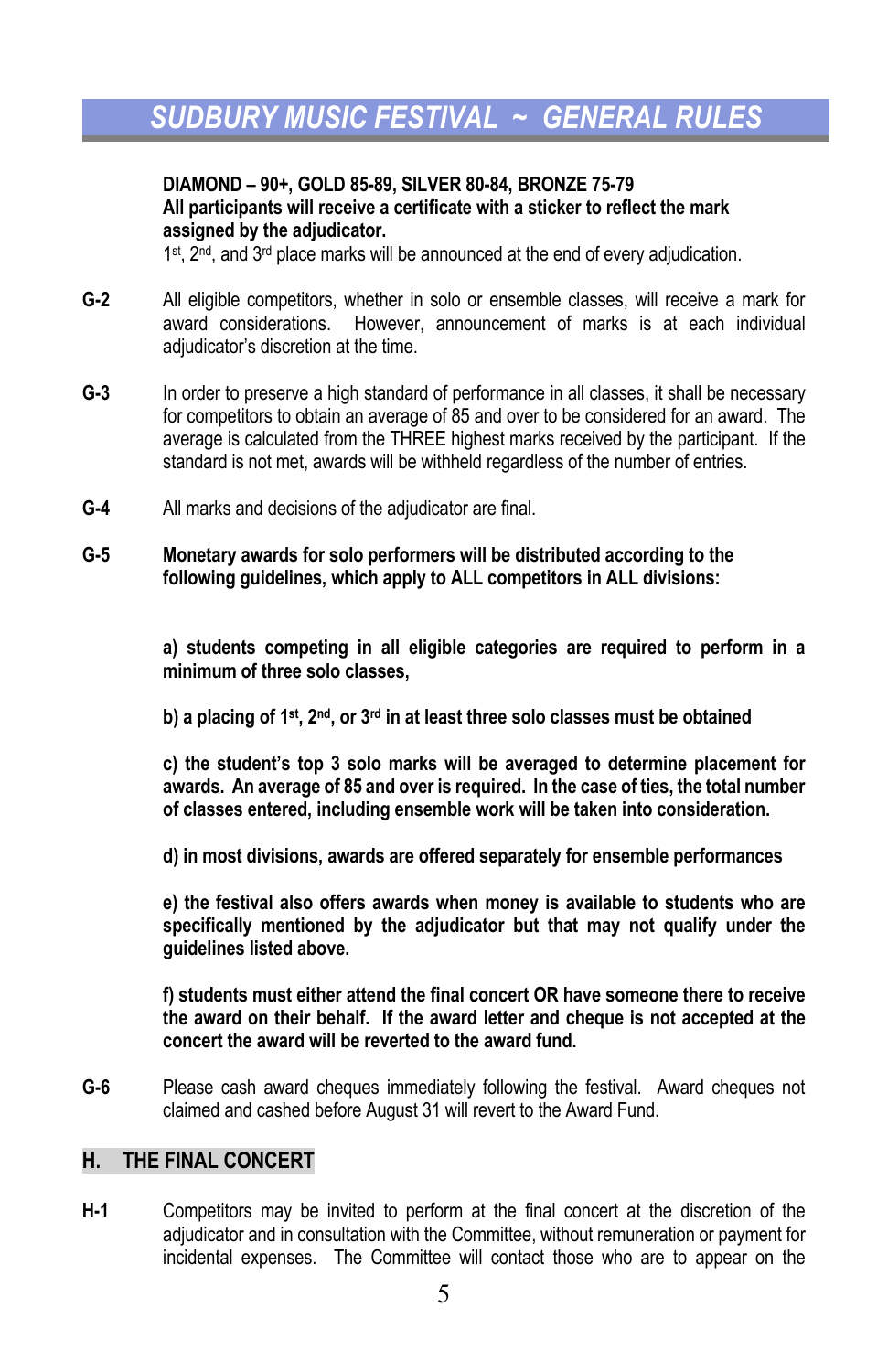# SUDBURY MUSIC FESTIVAL ~ GENERAL RULES

**DIAMOND – 90+, GOLD 85-89, SILVER 80-84, BRONZE 75-79**
**All participants will receive a certificate with a sticker to reflect the mark assigned by the adjudicator.**
1st, 2nd, and 3rd place marks will be announced at the end of every adjudication.

**G-2** All eligible competitors, whether in solo or ensemble classes, will receive a mark for award considerations. However, announcement of marks is at each individual adjudicator's discretion at the time.

**G-3** In order to preserve a high standard of performance in all classes, it shall be necessary for competitors to obtain an average of 85 and over to be considered for an award. The average is calculated from the THREE highest marks received by the participant. If the standard is not met, awards will be withheld regardless of the number of entries.

**G-4** All marks and decisions of the adjudicator are final.

**G-5** **Monetary awards for solo performers will be distributed according to the following guidelines, which apply to ALL competitors in ALL divisions:**

**a) students competing in all eligible categories are required to perform in a minimum of three solo classes,**

**b) a placing of 1st, 2nd, or 3rd in at least three solo classes must be obtained**

**c) the student's top 3 solo marks will be averaged to determine placement for awards. An average of 85 and over is required. In the case of ties, the total number of classes entered, including ensemble work will be taken into consideration.**

**d) in most divisions, awards are offered separately for ensemble performances**

**e) the festival also offers awards when money is available to students who are specifically mentioned by the adjudicator but that may not qualify under the guidelines listed above.**

**f) students must either attend the final concert OR have someone there to receive the award on their behalf. If the award letter and cheque is not accepted at the concert the award will be reverted to the award fund.**

**G-6** Please cash award cheques immediately following the festival. Award cheques not claimed and cashed before August 31 will revert to the Award Fund.

## H. THE FINAL CONCERT

**H-1** Competitors may be invited to perform at the final concert at the discretion of the adjudicator and in consultation with the Committee, without remuneration or payment for incidental expenses. The Committee will contact those who are to appear on the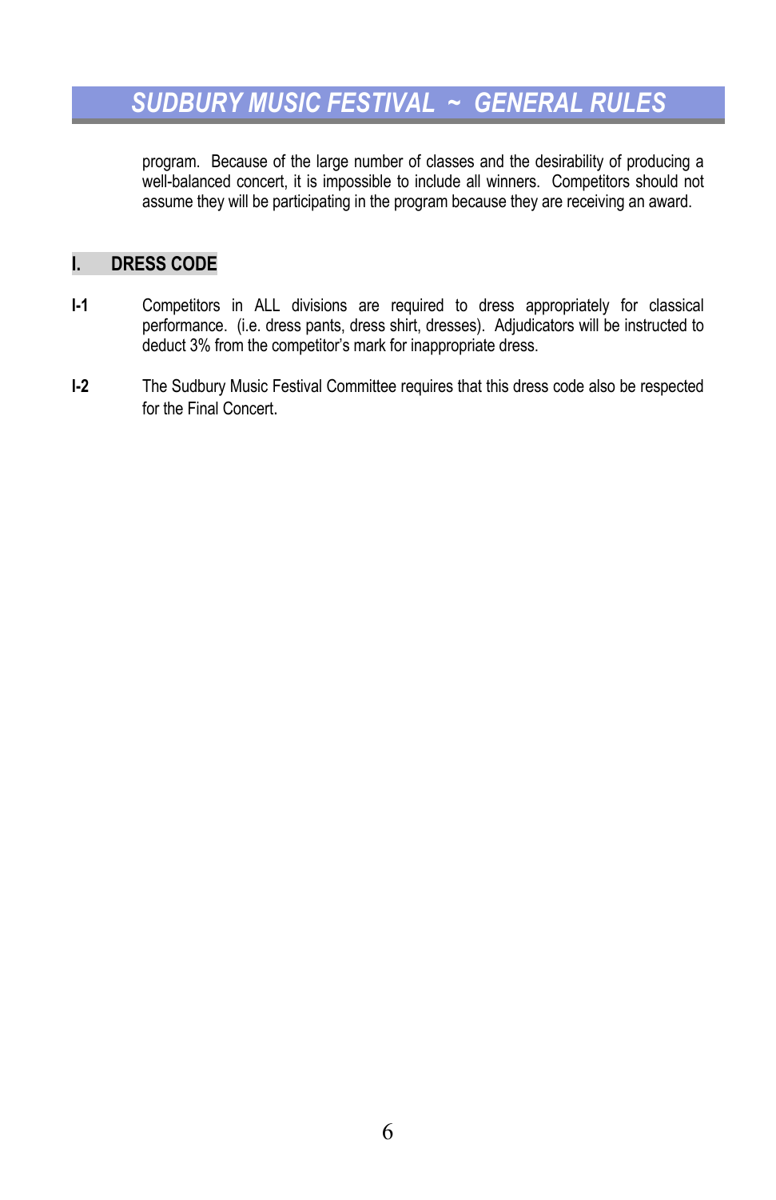program. Because of the large number of classes and the desirability of producing a well-balanced concert, it is impossible to include all winners. Competitors should not assume they will be participating in the program because they are receiving an award.

## I. DRESS CODE

**I-1** Competitors in ALL divisions are required to dress appropriately for classical performance. (i.e. dress pants, dress shirt, dresses). Adjudicators will be instructed to deduct 3% from the competitor's mark for inappropriate dress.

**I-2** The Sudbury Music Festival Committee requires that this dress code also be respected for the Final Concert.